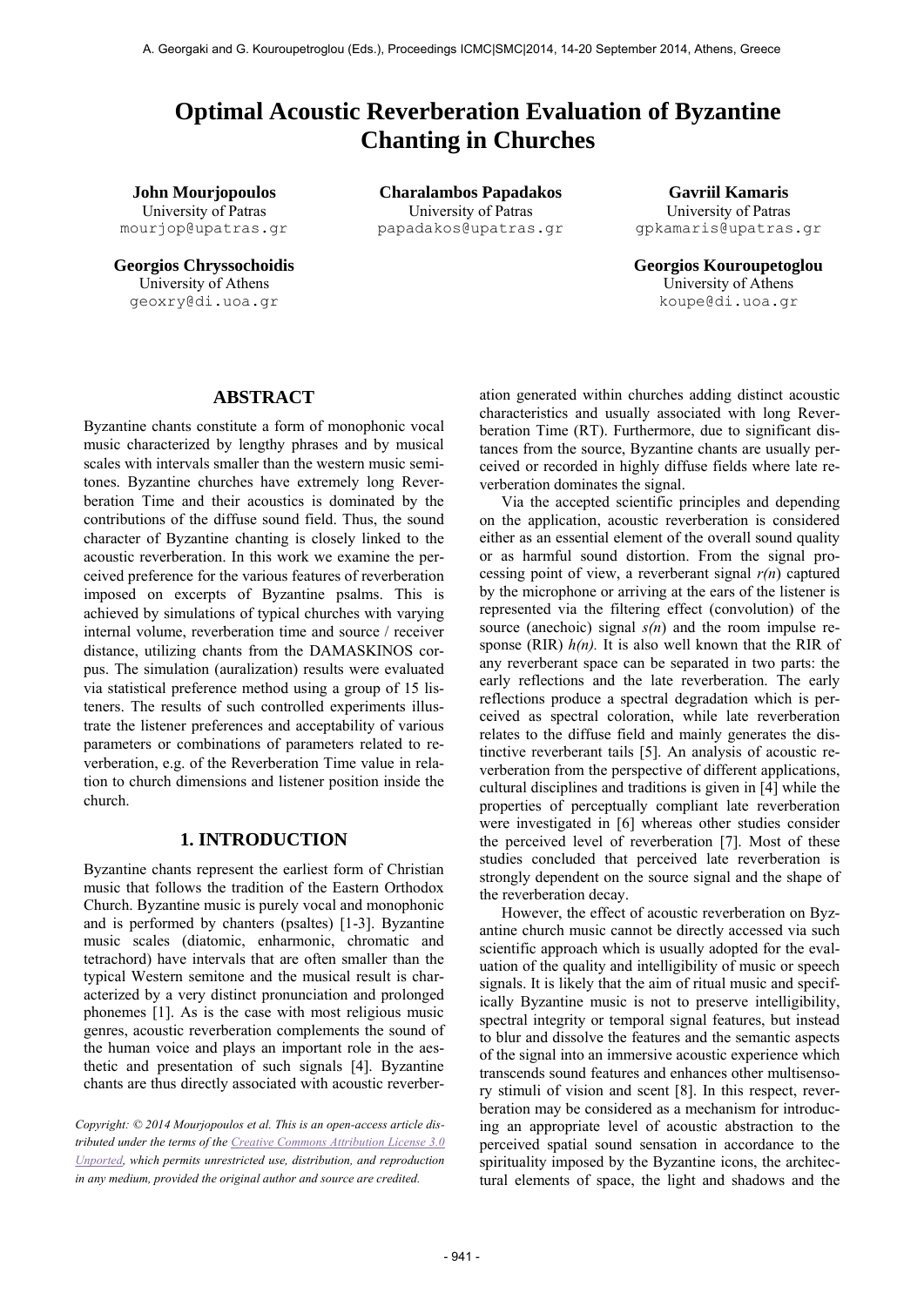# Optimal Acoustic Reverberation Evaluation of Byzantine Chanting in Churches

**John Mourjopoulos**
University of Patras
mourjop@upatras.gr

**Charalambos Papadakos**
University of Patras
papadakos@upatras.gr

**Gavriil Kamaris**
University of Patras
gpkamaris@upatras.gr

**Georgios Chryssochoidis**
University of Athens
geoxry@di.uoa.gr

**Georgios Kouroupetoglou**
University of Athens
koupe@di.uoa.gr

## ABSTRACT

Byzantine chants constitute a form of monophonic vocal music characterized by lengthy phrases and by musical scales with intervals smaller than the western music semitones. Byzantine churches have extremely long Reverberation Time and their acoustics is dominated by the contributions of the diffuse sound field. Thus, the sound character of Byzantine chanting is closely linked to the acoustic reverberation. In this work we examine the perceived preference for the various features of reverberation imposed on excerpts of Byzantine psalms. This is achieved by simulations of typical churches with varying internal volume, reverberation time and source / receiver distance, utilizing chants from the DAMASKINOS corpus. The simulation (auralization) results were evaluated via statistical preference method using a group of 15 listeners. The results of such controlled experiments illustrate the listener preferences and acceptability of various parameters or combinations of parameters related to reverberation, e.g. of the Reverberation Time value in relation to church dimensions and listener position inside the church.

## 1. INTRODUCTION

Byzantine chants represent the earliest form of Christian music that follows the tradition of the Eastern Orthodox Church. Byzantine music is purely vocal and monophonic and is performed by chanters (psaltes) [1-3]. Byzantine music scales (diatomic, enharmonic, chromatic and tetrachord) have intervals that are often smaller than the typical Western semitone and the musical result is characterized by a very distinct pronunciation and prolonged phonemes [1]. As is the case with most religious music genres, acoustic reverberation complements the sound of the human voice and plays an important role in the aesthetic and presentation of such signals [4]. Byzantine chants are thus directly associated with acoustic reverberation generated within churches adding distinct acoustic characteristics and usually associated with long Reverberation Time (RT). Furthermore, due to significant distances from the source, Byzantine chants are usually perceived or recorded in highly diffuse fields where late reverberation dominates the signal.

Via the accepted scientific principles and depending on the application, acoustic reverberation is considered either as an essential element of the overall sound quality or as harmful sound distortion. From the signal processing point of view, a reverberant signal $r(n)$ captured by the microphone or arriving at the ears of the listener is represented via the filtering effect (convolution) of the source (anechoic) signal $s(n)$ and the room impulse response (RIR) $h(n)$. It is also well known that the RIR of any reverberant space can be separated in two parts: the early reflections and the late reverberation. The early reflections produce a spectral degradation which is perceived as spectral coloration, while late reverberation relates to the diffuse field and mainly generates the distinctive reverberant tails [5]. An analysis of acoustic reverberation from the perspective of different applications, cultural disciplines and traditions is given in [4] while the properties of perceptually compliant late reverberation were investigated in [6] whereas other studies consider the perceived level of reverberation [7]. Most of these studies concluded that perceived late reverberation is strongly dependent on the source signal and the shape of the reverberation decay.

However, the effect of acoustic reverberation on Byzantine church music cannot be directly accessed via such scientific approach which is usually adopted for the evaluation of the quality and intelligibility of music or speech signals. It is likely that the aim of ritual music and specifically Byzantine music is not to preserve intelligibility, spectral integrity or temporal signal features, but instead to blur and dissolve the features and the semantic aspects of the signal into an immersive acoustic experience which transcends sound features and enhances other multisensory stimuli of vision and scent [8]. In this respect, reverberation may be considered as a mechanism for introducing an appropriate level of acoustic abstraction to the perceived spatial sound sensation in accordance to the spirituality imposed by the Byzantine icons, the architectural elements of space, the light and shadows and the

*Copyright: © 2014 Mourjopoulos et al. This is an open-access article distributed under the terms of the Creative Commons Attribution License 3.0 Unported, which permits unrestricted use, distribution, and reproduction in any medium, provided the original author and source are credited.*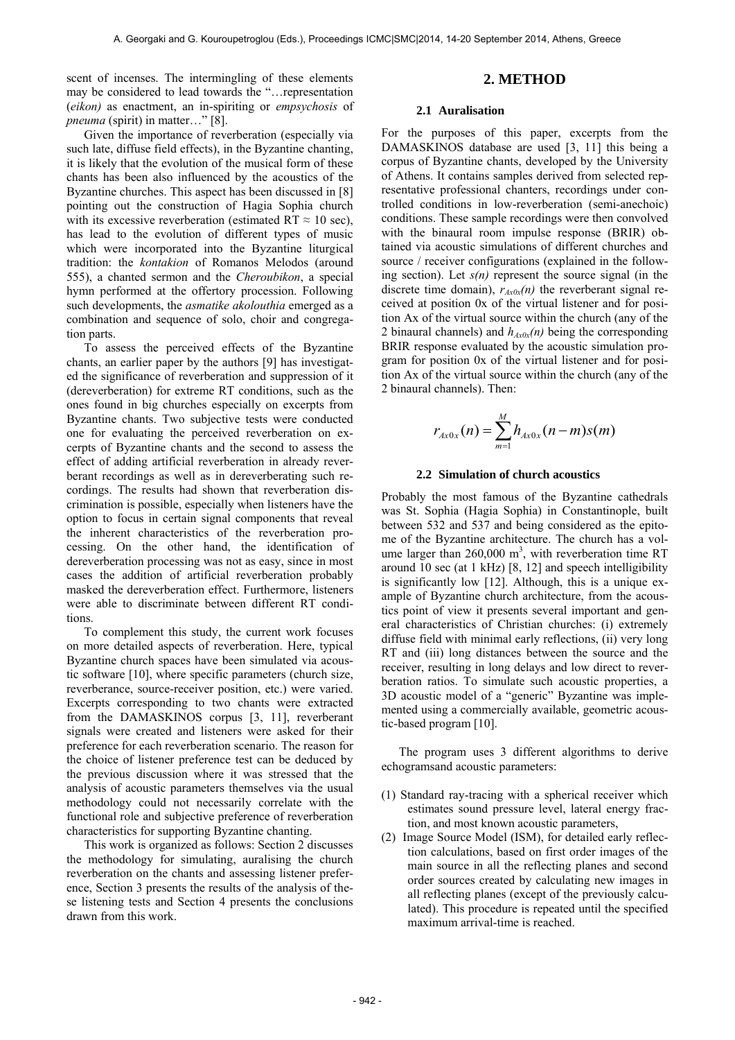scent of incenses. The intermingling of these elements may be considered to lead towards the "…representation (*eikon)* as enactment, an in-spiriting or *empsychosis* of *pneuma* (spirit) in matter…" [8].

Given the importance of reverberation (especially via such late, diffuse field effects), in the Byzantine chanting, it is likely that the evolution of the musical form of these chants has been also influenced by the acoustics of the Byzantine churches. This aspect has been discussed in [8] pointing out the construction of Hagia Sophia church with its excessive reverberation (estimated RT ≈ 10 sec), has lead to the evolution of different types of music which were incorporated into the Byzantine liturgical tradition: the *kontakion* of Romanos Melodos (around 555), a chanted sermon and the *Cheroubikon*, a special hymn performed at the offertory procession. Following such developments, the *asmatike akolouthia* emerged as a combination and sequence of solo, choir and congregation parts.

To assess the perceived effects of the Byzantine chants, an earlier paper by the authors [9] has investigated the significance of reverberation and suppression of it (dereverberation) for extreme RT conditions, such as the ones found in big churches especially on excerpts from Byzantine chants. Two subjective tests were conducted one for evaluating the perceived reverberation on excerpts of Byzantine chants and the second to assess the effect of adding artificial reverberation in already reverberant recordings as well as in dereverberating such recordings. The results had shown that reverberation discrimination is possible, especially when listeners have the option to focus in certain signal components that reveal the inherent characteristics of the reverberation processing. On the other hand, the identification of dereverberation processing was not as easy, since in most cases the addition of artificial reverberation probably masked the dereverberation effect. Furthermore, listeners were able to discriminate between different RT conditions.

To complement this study, the current work focuses on more detailed aspects of reverberation. Here, typical Byzantine church spaces have been simulated via acoustic software [10], where specific parameters (church size, reverberance, source-receiver position, etc.) were varied. Excerpts corresponding to two chants were extracted from the DAMASKINOS corpus [3, 11], reverberant signals were created and listeners were asked for their preference for each reverberation scenario. The reason for the choice of listener preference test can be deduced by the previous discussion where it was stressed that the analysis of acoustic parameters themselves via the usual methodology could not necessarily correlate with the functional role and subjective preference of reverberation characteristics for supporting Byzantine chanting.

This work is organized as follows: Section 2 discusses the methodology for simulating, auralising the church reverberation on the chants and assessing listener preference, Section 3 presents the results of the analysis of these listening tests and Section 4 presents the conclusions drawn from this work.

## 2. METHOD

### 2.1 Auralisation

For the purposes of this paper, excerpts from the DAMASKINOS database are used [3, 11] this being a corpus of Byzantine chants, developed by the University of Athens. It contains samples derived from selected representative professional chanters, recordings under controlled conditions in low-reverberation (semi-anechoic) conditions. These sample recordings were then convolved with the binaural room impulse response (BRIR) obtained via acoustic simulations of different churches and source / receiver configurations (explained in the following section). Let $s(n)$ represent the source signal (in the discrete time domain), $r_{Ax0x}(n)$ the reverberant signal received at position 0x of the virtual listener and for position Ax of the virtual source within the church (any of the 2 binaural channels) and $h_{Ax0x}(n)$ being the corresponding BRIR response evaluated by the acoustic simulation program for position 0x of the virtual listener and for position Ax of the virtual source within the church (any of the 2 binaural channels). Then:

$$r_{Ax0x}(n) = \sum_{m=1}^{M} h_{Ax0x}(n-m)s(m)$$

### 2.2 Simulation of church acoustics

Probably the most famous of the Byzantine cathedrals was St. Sophia (Hagia Sophia) in Constantinople, built between 532 and 537 and being considered as the epitome of the Byzantine architecture. The church has a volume larger than 260,000 m$^3$, with reverberation time RT around 10 sec (at 1 kHz) [8, 12] and speech intelligibility is significantly low [12]. Although, this is a unique example of Byzantine church architecture, from the acoustics point of view it presents several important and general characteristics of Christian churches: (i) extremely diffuse field with minimal early reflections, (ii) very long RT and (iii) long distances between the source and the receiver, resulting in long delays and low direct to reverberation ratios. To simulate such acoustic properties, a 3D acoustic model of a "generic" Byzantine was implemented using a commercially available, geometric acoustic-based program [10].

The program uses 3 different algorithms to derive echogramsand acoustic parameters:

(1) Standard ray-tracing with a spherical receiver which estimates sound pressure level, lateral energy fraction, and most known acoustic parameters,
(2) Image Source Model (ISM), for detailed early reflection calculations, based on first order images of the main source in all the reflecting planes and second order sources created by calculating new images in all reflecting planes (except of the previously calculated). This procedure is repeated until the specified maximum arrival-time is reached.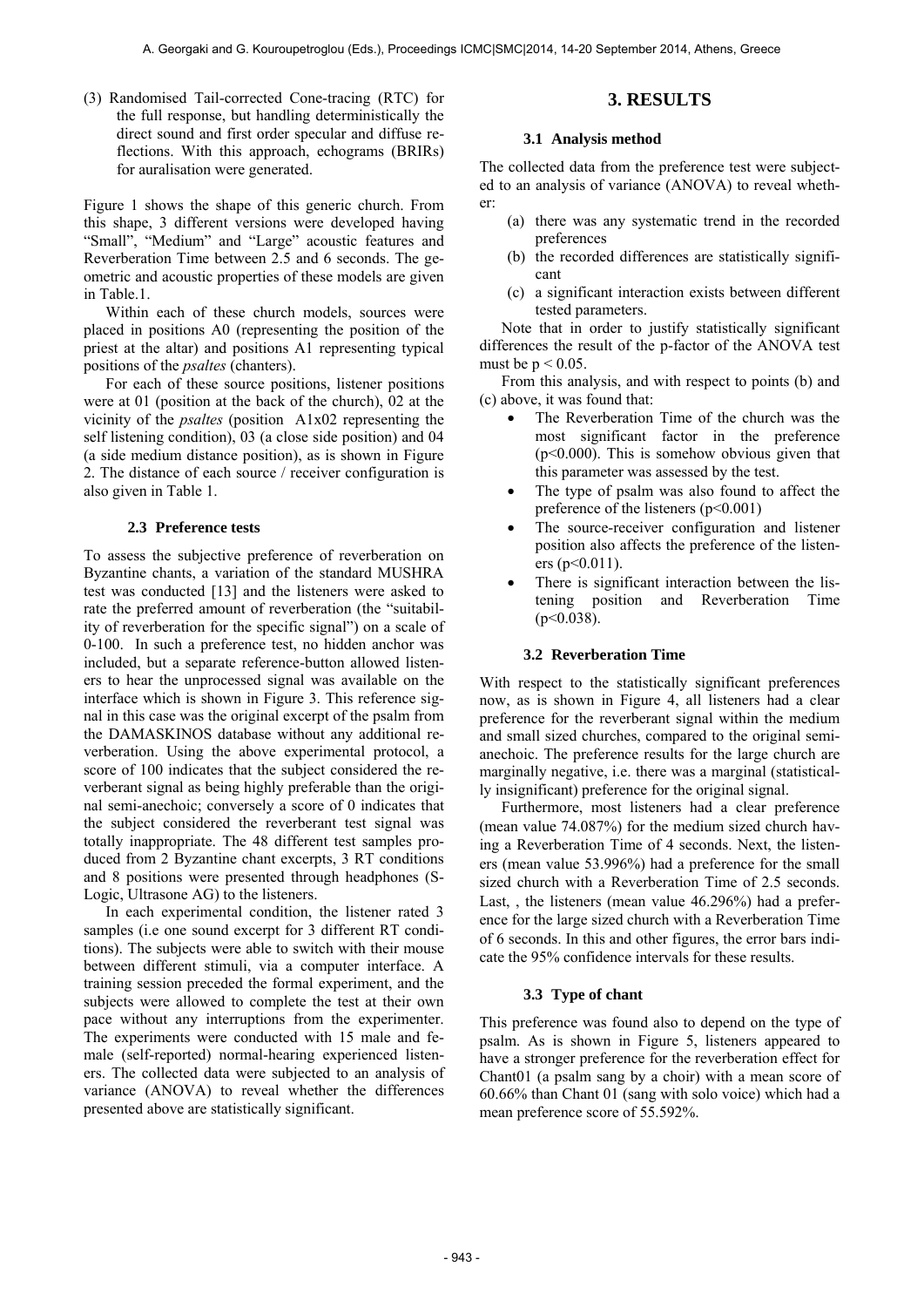(3) Randomised Tail-corrected Cone-tracing (RTC) for the full response, but handling deterministically the direct sound and first order specular and diffuse reflections. With this approach, echograms (BRIRs) for auralisation were generated.

Figure 1 shows the shape of this generic church. From this shape, 3 different versions were developed having "Small", "Medium" and "Large" acoustic features and Reverberation Time between 2.5 and 6 seconds. The geometric and acoustic properties of these models are given in Table.1.

Within each of these church models, sources were placed in positions A0 (representing the position of the priest at the altar) and positions A1 representing typical positions of the *psaltes* (chanters).

For each of these source positions, listener positions were at 01 (position at the back of the church), 02 at the vicinity of the *psaltes* (position A1x02 representing the self listening condition), 03 (a close side position) and 04 (a side medium distance position), as is shown in Figure 2. The distance of each source / receiver configuration is also given in Table 1.

### 2.3 Preference tests

To assess the subjective preference of reverberation on Byzantine chants, a variation of the standard MUSHRA test was conducted [13] and the listeners were asked to rate the preferred amount of reverberation (the "suitability of reverberation for the specific signal") on a scale of 0-100. In such a preference test, no hidden anchor was included, but a separate reference-button allowed listeners to hear the unprocessed signal was available on the interface which is shown in Figure 3. This reference signal in this case was the original excerpt of the psalm from the DAMASKINOS database without any additional reverberation. Using the above experimental protocol, a score of 100 indicates that the subject considered the reverberant signal as being highly preferable than the original semi-anechoic; conversely a score of 0 indicates that the subject considered the reverberant test signal was totally inappropriate. The 48 different test samples produced from 2 Byzantine chant excerpts, 3 RT conditions and 8 positions were presented through headphones (S-Logic, Ultrasone AG) to the listeners.

In each experimental condition, the listener rated 3 samples (i.e one sound excerpt for 3 different RT conditions). The subjects were able to switch with their mouse between different stimuli, via a computer interface. A training session preceded the formal experiment, and the subjects were allowed to complete the test at their own pace without any interruptions from the experimenter. The experiments were conducted with 15 male and female (self-reported) normal-hearing experienced listeners. The collected data were subjected to an analysis of variance (ANOVA) to reveal whether the differences presented above are statistically significant.

## 3. RESULTS

### 3.1 Analysis method

The collected data from the preference test were subjected to an analysis of variance (ANOVA) to reveal whether:

(a) there was any systematic trend in the recorded preferences
(b) the recorded differences are statistically significant
(c) a significant interaction exists between different tested parameters.

Note that in order to justify statistically significant differences the result of the p-factor of the ANOVA test must be $p < 0.05$.

From this analysis, and with respect to points (b) and (c) above, it was found that:

- The Reverberation Time of the church was the most significant factor in the preference ($p<0.000$). This is somehow obvious given that this parameter was assessed by the test.
- The type of psalm was also found to affect the preference of the listeners ($p<0.001$)
- The source-receiver configuration and listener position also affects the preference of the listeners ($p<0.011$).
- There is significant interaction between the listening position and Reverberation Time ($p<0.038$).

### 3.2 Reverberation Time

With respect to the statistically significant preferences now, as is shown in Figure 4, all listeners had a clear preference for the reverberant signal within the medium and small sized churches, compared to the original semi-anechoic. The preference results for the large church are marginally negative, i.e. there was a marginal (statistically insignificant) preference for the original signal.

Furthermore, most listeners had a clear preference (mean value 74.087%) for the medium sized church having a Reverberation Time of 4 seconds. Next, the listeners (mean value 53.996%) had a preference for the small sized church with a Reverberation Time of 2.5 seconds. Last, , the listeners (mean value 46.296%) had a preference for the large sized church with a Reverberation Time of 6 seconds. In this and other figures, the error bars indicate the 95% confidence intervals for these results.

### 3.3 Type of chant

This preference was found also to depend on the type of psalm. As is shown in Figure 5, listeners appeared to have a stronger preference for the reverberation effect for Chant01 (a psalm sang by a choir) with a mean score of 60.66% than Chant 01 (sang with solo voice) which had a mean preference score of 55.592%.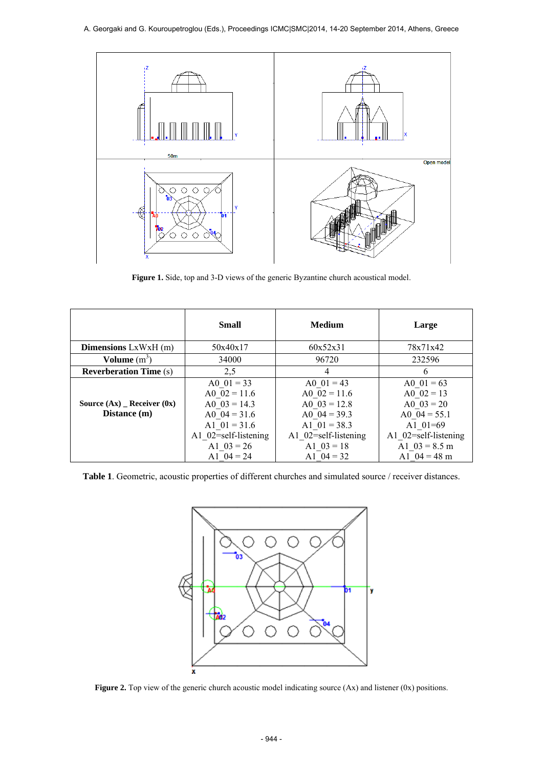**Figure 1.** Side, top and 3-D views of the generic Byzantine church acoustical model.

| | **Small** | **Medium** | **Large** |
|---|---|---|---|
| **Dimensions** LxWxH (m) | 50x40x17 | 60x52x31 | 78x71x42 |
| **Volume** ($m^3$) | 34000 | 96720 | 232596 |
| **Reverberation Time** (s) | 2,5 | 4 | 6 |
| **Source (Ax) _ Receiver (0x) Distance (m)** | A0_01 = 33<br>A0_02 = 11.6<br>A0_03 = 14.3<br>A0_04 = 31.6<br>A1_01 = 31.6<br>A1_02=self-listening<br>A1_03 = 26<br>A1_04 = 24 | A0_01 = 43<br>A0_02 = 11.6<br>A0_03 = 12.8<br>A0_04 = 39.3<br>A1_01 = 38.3<br>A1_02=self-listening<br>A1_03 = 18<br>A1_04 = 32 | A0_01 = 63<br>A0_02 = 13<br>A0_03 = 20<br>A0_04 = 55.1<br>A1_01=69<br>A1_02=self-listening<br>A1_03 = 8.5 m<br>A1_04 = 48 m |

**Table 1**. Geometric, acoustic properties of different churches and simulated source / receiver distances.

**Figure 2.** Top view of the generic church acoustic model indicating source (Ax) and listener (0x) positions.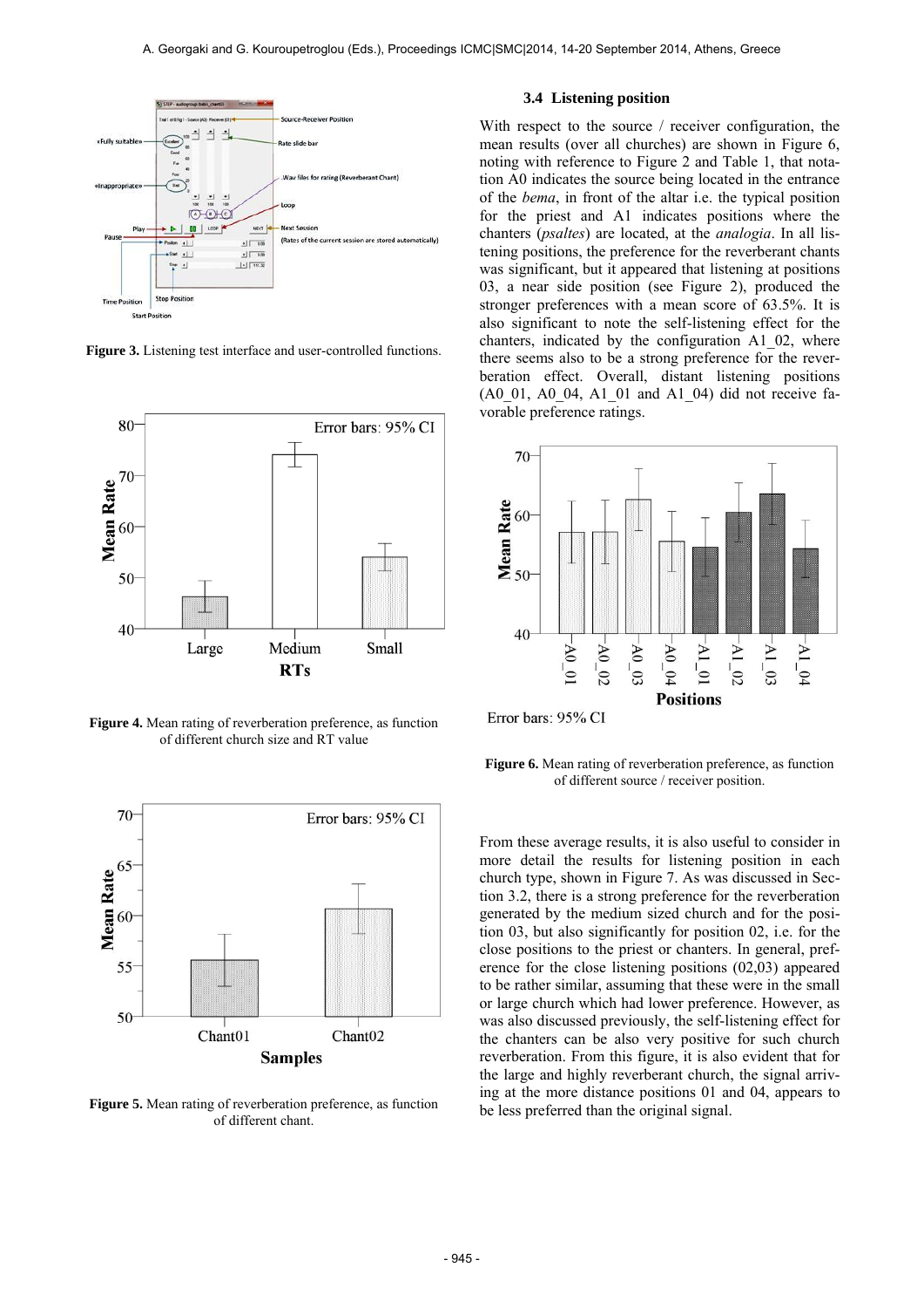**Figure 3.** Listening test interface and user-controlled functions.

**Figure 4.** Mean rating of reverberation preference, as function of different church size and RT value

**Figure 5.** Mean rating of reverberation preference, as function of different chant.

### 3.4 Listening position

With respect to the source / receiver configuration, the mean results (over all churches) are shown in Figure 6, noting with reference to Figure 2 and Table 1, that notation A0 indicates the source being located in the entrance of the *bema*, in front of the altar i.e. the typical position for the priest and A1 indicates positions where the chanters (*psaltes*) are located, at the *analogia*. In all listening positions, the preference for the reverberant chants was significant, but it appeared that listening at positions 03, a near side position (see Figure 2), produced the stronger preferences with a mean score of 63.5%. It is also significant to note the self-listening effect for the chanters, indicated by the configuration A1_02, where there seems also to be a strong preference for the reverberation effect. Overall, distant listening positions (A0_01, A0_04, A1_01 and A1_04) did not receive favorable preference ratings.

**Figure 6.** Mean rating of reverberation preference, as function of different source / receiver position.

From these average results, it is also useful to consider in more detail the results for listening position in each church type, shown in Figure 7. As was discussed in Section 3.2, there is a strong preference for the reverberation generated by the medium sized church and for the position 03, but also significantly for position 02, i.e. for the close positions to the priest or chanters. In general, preference for the close listening positions (02,03) appeared to be rather similar, assuming that these were in the small or large church which had lower preference. However, as was also discussed previously, the self-listening effect for the chanters can be also very positive for such church reverberation. From this figure, it is also evident that for the large and highly reverberant church, the signal arriving at the more distance positions 01 and 04, appears to be less preferred than the original signal.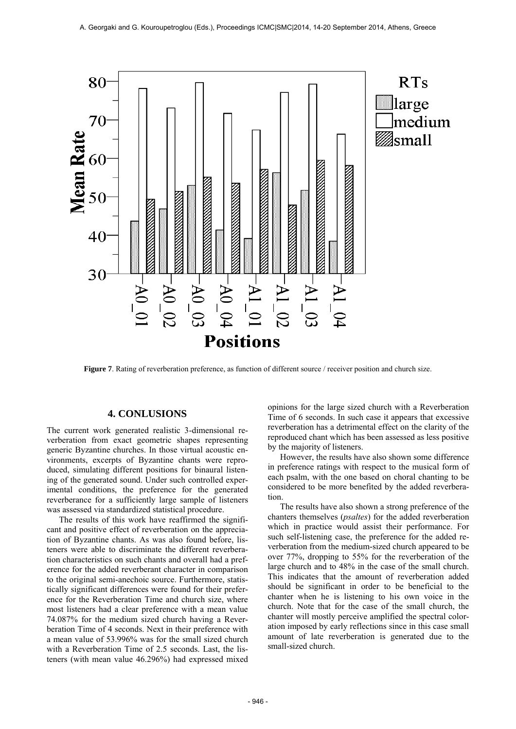**Figure 7**. Rating of reverberation preference, as function of different source / receiver position and church size.

## 4. CONLUSIONS

The current work generated realistic 3-dimensional reverberation from exact geometric shapes representing generic Byzantine churches. In those virtual acoustic environments, excerpts of Byzantine chants were reproduced, simulating different positions for binaural listening of the generated sound. Under such controlled experimental conditions, the preference for the generated reverberance for a sufficiently large sample of listeners was assessed via standardized statistical procedure.

The results of this work have reaffirmed the significant and positive effect of reverberation on the appreciation of Byzantine chants. As was also found before, listeners were able to discriminate the different reverberation characteristics on such chants and overall had a preference for the added reverberant character in comparison to the original semi-anechoic source. Furthermore, statistically significant differences were found for their preference for the Reverberation Time and church size, where most listeners had a clear preference with a mean value 74.087% for the medium sized church having a Reverberation Time of 4 seconds. Next in their preference with a mean value of 53.996% was for the small sized church with a Reverberation Time of 2.5 seconds. Last, the listeners (with mean value 46.296%) had expressed mixed opinions for the large sized church with a Reverberation Time of 6 seconds. In such case it appears that excessive reverberation has a detrimental effect on the clarity of the reproduced chant which has been assessed as less positive by the majority of listeners.

However, the results have also shown some difference in preference ratings with respect to the musical form of each psalm, with the one based on choral chanting to be considered to be more benefited by the added reverberation.

The results have also shown a strong preference of the chanters themselves (*psaltes*) for the added reverberation which in practice would assist their performance. For such self-listening case, the preference for the added reverberation from the medium-sized church appeared to be over 77%, dropping to 55% for the reverberation of the large church and to 48% in the case of the small church. This indicates that the amount of reverberation added should be significant in order to be beneficial to the chanter when he is listening to his own voice in the church. Note that for the case of the small church, the chanter will mostly perceive amplified the spectral coloration imposed by early reflections since in this case small amount of late reverberation is generated due to the small-sized church.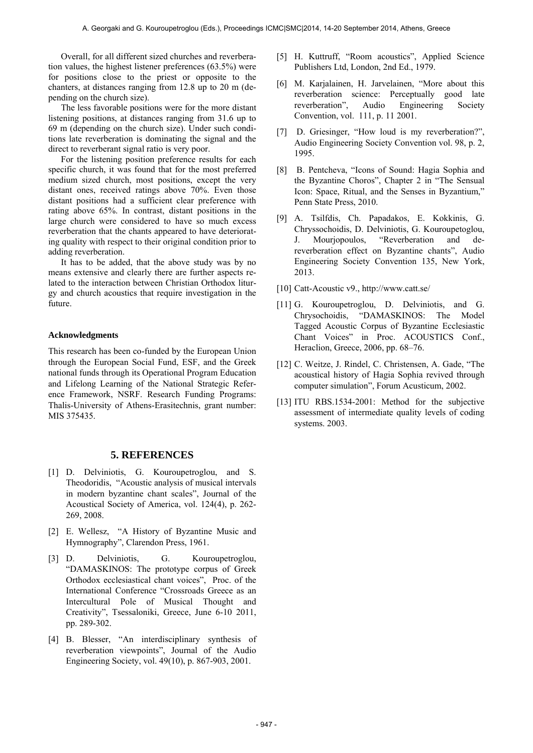Overall, for all different sized churches and reverberation values, the highest listener preferences (63.5%) were for positions close to the priest or opposite to the chanters, at distances ranging from 12.8 up to 20 m (depending on the church size).

The less favorable positions were for the more distant listening positions, at distances ranging from 31.6 up to 69 m (depending on the church size). Under such conditions late reverberation is dominating the signal and the direct to reverberant signal ratio is very poor.

For the listening position preference results for each specific church, it was found that for the most preferred medium sized church, most positions, except the very distant ones, received ratings above 70%. Even those distant positions had a sufficient clear preference with rating above 65%. In contrast, distant positions in the large church were considered to have so much excess reverberation that the chants appeared to have deteriorating quality with respect to their original condition prior to adding reverberation.

It has to be added, that the above study was by no means extensive and clearly there are further aspects related to the interaction between Christian Orthodox liturgy and church acoustics that require investigation in the future.

**Acknowledgments**

This research has been co-funded by the European Union through the European Social Fund, ESF, and the Greek national funds through its Operational Program Education and Lifelong Learning of the National Strategic Reference Framework, NSRF. Research Funding Programs: Thalis-University of Athens-Erasitechnis, grant number: MIS 375435.

## 5. REFERENCES

[1] D. Delviniotis, G. Kouroupetroglou, and S. Theodoridis, "Acoustic analysis of musical intervals in modern byzantine chant scales", Journal of the Acoustical Society of America, vol. 124(4), p. 262-269, 2008.

[2] E. Wellesz, "A History of Byzantine Music and Hymnography", Clarendon Press, 1961.

[3] D. Delviniotis, G. Kouroupetroglou, "DAMASKINOS: The prototype corpus of Greek Orthodox ecclesiastical chant voices", Proc. of the International Conference "Crossroads Greece as an Intercultural Pole of Musical Thought and Creativity", Tsessaloniki, Greece, June 6-10 2011, pp. 289-302.

[4] B. Blesser, "An interdisciplinary synthesis of reverberation viewpoints", Journal of the Audio Engineering Society, vol. 49(10), p. 867-903, 2001.

[5] H. Kuttruff, "Room acoustics", Applied Science Publishers Ltd, London, 2nd Ed., 1979.

[6] M. Karjalainen, H. Jarvelainen, "More about this reverberation science: Perceptually good late reverberation", Audio Engineering Society Convention, vol. 111, p. 11 2001.

[7] D. Griesinger, "How loud is my reverberation?", Audio Engineering Society Convention vol. 98, p. 2, 1995.

[8] B. Pentcheva, "Icons of Sound: Hagia Sophia and the Byzantine Choros", Chapter 2 in "The Sensual Icon: Space, Ritual, and the Senses in Byzantium," Penn State Press, 2010.

[9] A. Tsilfdis, Ch. Papadakos, E. Kokkinis, G. Chryssochoidis, D. Delviniotis, G. Kouroupetoglou, J. Mourjopoulos, "Reverberation and de-reverberation effect on Byzantine chants", Audio Engineering Society Convention 135, New York, 2013.

[10] Catt-Acoustic v9., http://www.catt.se/

[11] G. Kouroupetroglou, D. Delviniotis, and G. Chrysochoidis, "DAMASKINOS: The Model Tagged Acoustic Corpus of Byzantine Ecclesiastic Chant Voices" in Proc. ACOUSTICS Conf., Heraclion, Greece, 2006, pp. 68–76.

[12] C. Weitze, J. Rindel, C. Christensen, A. Gade, "The acoustical history of Hagia Sophia revived through computer simulation", Forum Acusticum, 2002.

[13] ITU RBS.1534-2001: Method for the subjective assessment of intermediate quality levels of coding systems. 2003.